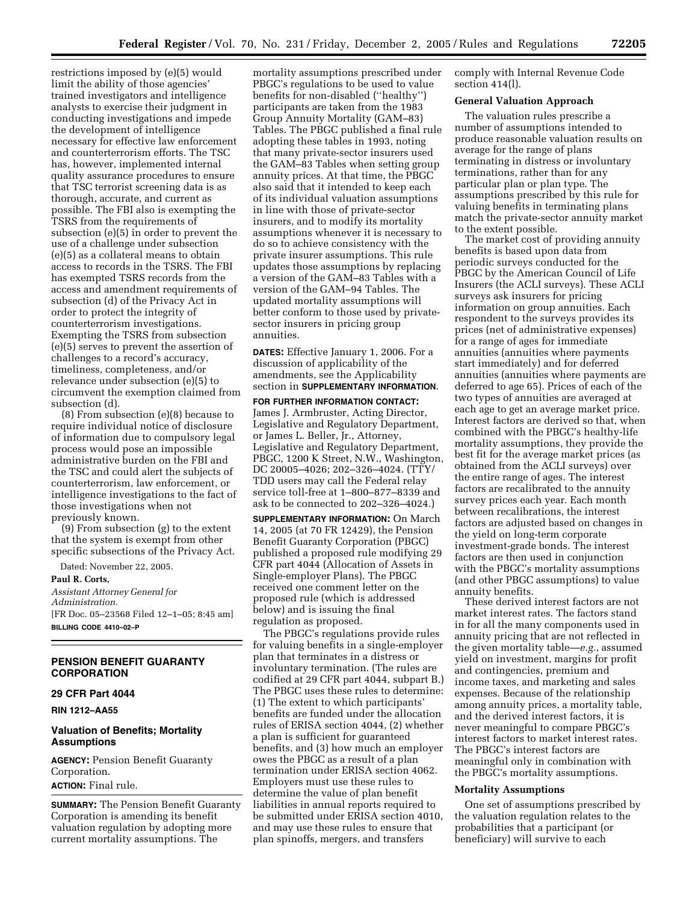restrictions imposed by (e)(5) would limit the ability of those agencies' trained investigators and intelligence analysts to exercise their judgment in conducting investigations and impede the development of intelligence necessary for effective law enforcement and counterterrorism efforts. The TSC has, however, implemented internal quality assurance procedures to ensure that TSC terrorist screening data is as thorough, accurate, and current as possible. The FBI also is exempting the TSRS from the requirements of subsection (e)(5) in order to prevent the use of a challenge under subsection (e)(5) as a collateral means to obtain access to records in the TSRS. The FBI has exempted TSRS records from the access and amendment requirements of subsection (d) of the Privacy Act in order to protect the integrity of counterterrorism investigations. Exempting the TSRS from subsection (e)(5) serves to prevent the assertion of challenges to a record's accuracy, timeliness, completeness, and/or relevance under subsection (e)(5) to circumvent the exemption claimed from subsection (d).

(8) From subsection (e)(8) because to require individual notice of disclosure of information due to compulsory legal process would pose an impossible administrative burden on the FBI and the TSC and could alert the subjects of counterterrorism, law enforcement, or intelligence investigations to the fact of those investigations when not previously known.

(9) From subsection (g) to the extent that the system is exempt from other specific subsections of the Privacy Act.

Dated: November 22, 2005.

**Paul R. Corts,**

*Assistant Attorney General for Administration.*

[FR Doc. 05–23568 Filed 12–1–05; 8:45 am]

**BILLING CODE 4410–02–P**

---

## PENSION BENEFIT GUARANTY CORPORATION

### 29 CFR Part 4044

**RIN 1212–AA55**

### Valuation of Benefits; Mortality Assumptions

**AGENCY:** Pension Benefit Guaranty Corporation.

**ACTION:** Final rule.

**SUMMARY:** The Pension Benefit Guaranty Corporation is amending its benefit valuation regulation by adopting more current mortality assumptions. The mortality assumptions prescribed under PBGC's regulations to be used to value benefits for non-disabled (''healthy'') participants are taken from the 1983 Group Annuity Mortality (GAM–83) Tables. The PBGC published a final rule adopting these tables in 1993, noting that many private-sector insurers used the GAM–83 Tables when setting group annuity prices. At that time, the PBGC also said that it intended to keep each of its individual valuation assumptions in line with those of private-sector insurers, and to modify its mortality assumptions whenever it is necessary to do so to achieve consistency with the private insurer assumptions. This rule updates those assumptions by replacing a version of the GAM–83 Tables with a version of the GAM–94 Tables. The updated mortality assumptions will better conform to those used by private-sector insurers in pricing group annuities.

**DATES:** Effective January 1, 2006. For a discussion of applicability of the amendments, see the Applicability section in **SUPPLEMENTARY INFORMATION**.

**FOR FURTHER INFORMATION CONTACT:** James J. Armbruster, Acting Director, Legislative and Regulatory Department, or James L. Beller, Jr., Attorney, Legislative and Regulatory Department, PBGC, 1200 K Street, N.W., Washington, DC 20005–4026; 202–326–4024. (TTY/TDD users may call the Federal relay service toll-free at 1–800–877–8339 and ask to be connected to 202–326–4024.)

**SUPPLEMENTARY INFORMATION:** On March 14, 2005 (at 70 FR 12429), the Pension Benefit Guaranty Corporation (PBGC) published a proposed rule modifying 29 CFR part 4044 (Allocation of Assets in Single-employer Plans). The PBGC received one comment letter on the proposed rule (which is addressed below) and is issuing the final regulation as proposed.

The PBGC's regulations provide rules for valuing benefits in a single-employer plan that terminates in a distress or involuntary termination. (The rules are codified at 29 CFR part 4044, subpart B.) The PBGC uses these rules to determine: (1) The extent to which participants' benefits are funded under the allocation rules of ERISA section 4044, (2) whether a plan is sufficient for guaranteed benefits, and (3) how much an employer owes the PBGC as a result of a plan termination under ERISA section 4062. Employers must use these rules to determine the value of plan benefit liabilities in annual reports required to be submitted under ERISA section 4010, and may use these rules to ensure that plan spinoffs, mergers, and transfers comply with Internal Revenue Code section 414(l).

#### General Valuation Approach

The valuation rules prescribe a number of assumptions intended to produce reasonable valuation results on average for the range of plans terminating in distress or involuntary terminations, rather than for any particular plan or plan type. The assumptions prescribed by this rule for valuing benefits in terminating plans match the private-sector annuity market to the extent possible.

The market cost of providing annuity benefits is based upon data from periodic surveys conducted for the PBGC by the American Council of Life Insurers (the ACLI surveys). These ACLI surveys ask insurers for pricing information on group annuities. Each respondent to the surveys provides its prices (net of administrative expenses) for a range of ages for immediate annuities (annuities where payments start immediately) and for deferred annuities (annuities where payments are deferred to age 65). Prices of each of the two types of annuities are averaged at each age to get an average market price. Interest factors are derived so that, when combined with the PBGC's healthy-life mortality assumptions, they provide the best fit for the average market prices (as obtained from the ACLI surveys) over the entire range of ages. The interest factors are recalibrated to the annuity survey prices each year. Each month between recalibrations, the interest factors are adjusted based on changes in the yield on long-term corporate investment-grade bonds. The interest factors are then used in conjunction with the PBGC's mortality assumptions (and other PBGC assumptions) to value annuity benefits.

These derived interest factors are not market interest rates. The factors stand in for all the many components used in annuity pricing that are not reflected in the given mortality table—*e.g.*, assumed yield on investment, margins for profit and contingencies, premium and income taxes, and marketing and sales expenses. Because of the relationship among annuity prices, a mortality table, and the derived interest factors, it is never meaningful to compare PBGC's interest factors to market interest rates. The PBGC's interest factors are meaningful only in combination with the PBGC's mortality assumptions.

#### Mortality Assumptions

One set of assumptions prescribed by the valuation regulation relates to the probabilities that a participant (or beneficiary) will survive to each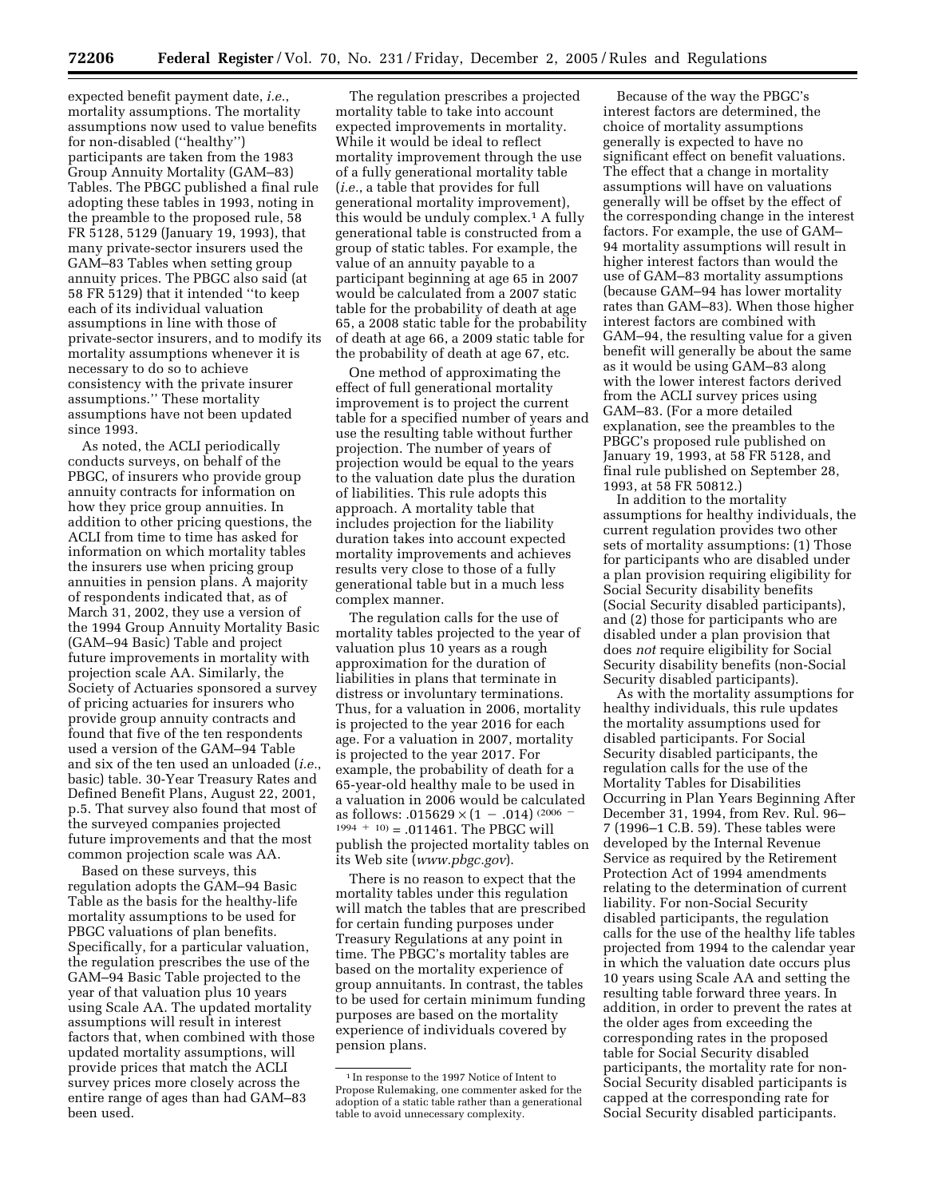expected benefit payment date, *i.e.*, mortality assumptions. The mortality assumptions now used to value benefits for non-disabled ("healthy") participants are taken from the 1983 Group Annuity Mortality (GAM–83) Tables. The PBGC published a final rule adopting these tables in 1993, noting in the preamble to the proposed rule, 58 FR 5128, 5129 (January 19, 1993), that many private-sector insurers used the GAM–83 Tables when setting group annuity prices. The PBGC also said (at 58 FR 5129) that it intended "to keep each of its individual valuation assumptions in line with those of private-sector insurers, and to modify its mortality assumptions whenever it is necessary to do so to achieve consistency with the private insurer assumptions." These mortality assumptions have not been updated since 1993.

As noted, the ACLI periodically conducts surveys, on behalf of the PBGC, of insurers who provide group annuity contracts for information on how they price group annuities. In addition to other pricing questions, the ACLI from time to time has asked for information on which mortality tables the insurers use when pricing group annuities in pension plans. A majority of respondents indicated that, as of March 31, 2002, they use a version of the 1994 Group Annuity Mortality Basic (GAM–94 Basic) Table and project future improvements in mortality with projection scale AA. Similarly, the Society of Actuaries sponsored a survey of pricing actuaries for insurers who provide group annuity contracts and found that five of the ten respondents used a version of the GAM–94 Table and six of the ten used an unloaded (*i.e.*, basic) table. 30-Year Treasury Rates and Defined Benefit Plans, August 22, 2001, p.5. That survey also found that most of the surveyed companies projected future improvements and that the most common projection scale was AA.

Based on these surveys, this regulation adopts the GAM–94 Basic Table as the basis for the healthy-life mortality assumptions to be used for PBGC valuations of plan benefits. Specifically, for a particular valuation, the regulation prescribes the use of the GAM–94 Basic Table projected to the year of that valuation plus 10 years using Scale AA. The updated mortality assumptions will result in interest factors that, when combined with those updated mortality assumptions, will provide prices that match the ACLI survey prices more closely across the entire range of ages than had GAM–83 been used.

The regulation prescribes a projected mortality table to take into account expected improvements in mortality. While it would be ideal to reflect mortality improvement through the use of a fully generational mortality table (*i.e.*, a table that provides for full generational mortality improvement), this would be unduly complex.[1] A fully generational table is constructed from a group of static tables. For example, the value of an annuity payable to a participant beginning at age 65 in 2007 would be calculated from a 2007 static table for the probability of death at age 65, a 2008 static table for the probability of death at age 66, a 2009 static table for the probability of death at age 67, etc.

One method of approximating the effect of full generational mortality improvement is to project the current table for a specified number of years and use the resulting table without further projection. The number of years of projection would be equal to the years to the valuation date plus the duration of liabilities. This rule adopts this approach. A mortality table that includes projection for the liability duration takes into account expected mortality improvements and achieves results very close to those of a fully generational table but in a much less complex manner.

The regulation calls for the use of mortality tables projected to the year of valuation plus 10 years as a rough approximation for the duration of liabilities in plans that terminate in distress or involuntary terminations. Thus, for a valuation in 2006, mortality is projected to the year 2016 for each age. For a valuation in 2007, mortality is projected to the year 2017. For example, the probability of death for a 65-year-old healthy male to be used in a valuation in 2006 would be calculated as follows: $.015629 \times (1 - .014)^{(2006 - 1994 + 10)} = .011461$. The PBGC will publish the projected mortality tables on its Web site (*www.pbgc.gov*).

There is no reason to expect that the mortality tables under this regulation will match the tables that are prescribed for certain funding purposes under Treasury Regulations at any point in time. The PBGC's mortality tables are based on the mortality experience of group annuitants. In contrast, the tables to be used for certain minimum funding purposes are based on the mortality experience of individuals covered by pension plans.

Because of the way the PBGC's interest factors are determined, the choice of mortality assumptions generally is expected to have no significant effect on benefit valuations. The effect that a change in mortality assumptions will have on valuations generally will be offset by the effect of the corresponding change in the interest factors. For example, the use of GAM–94 mortality assumptions will result in higher interest factors than would the use of GAM–83 mortality assumptions (because GAM–94 has lower mortality rates than GAM–83). When those higher interest factors are combined with GAM–94, the resulting value for a given benefit will generally be about the same as it would be using GAM–83 along with the lower interest factors derived from the ACLI survey prices using GAM–83. (For a more detailed explanation, see the preambles to the PBGC's proposed rule published on January 19, 1993, at 58 FR 5128, and final rule published on September 28, 1993, at 58 FR 50812.)

In addition to the mortality assumptions for healthy individuals, the current regulation provides two other sets of mortality assumptions: (1) Those for participants who are disabled under a plan provision requiring eligibility for Social Security disability benefits (Social Security disabled participants), and (2) those for participants who are disabled under a plan provision that does *not* require eligibility for Social Security disability benefits (non-Social Security disabled participants).

As with the mortality assumptions for healthy individuals, this rule updates the mortality assumptions used for disabled participants. For Social Security disabled participants, the regulation calls for the use of the Mortality Tables for Disabilities Occurring in Plan Years Beginning After December 31, 1994, from Rev. Rul. 96–7 (1996–1 C.B. 59). These tables were developed by the Internal Revenue Service as required by the Retirement Protection Act of 1994 amendments relating to the determination of current liability. For non-Social Security disabled participants, the regulation calls for the use of the healthy life tables projected from 1994 to the calendar year in which the valuation date occurs plus 10 years using Scale AA and setting the resulting table forward three years. In addition, in order to prevent the rates at the older ages from exceeding the corresponding rates in the proposed table for Social Security disabled participants, the mortality rate for non-Social Security disabled participants is capped at the corresponding rate for Social Security disabled participants.

---

[1] In response to the 1997 Notice of Intent to Propose Rulemaking, one commenter asked for the adoption of a static table rather than a generational table to avoid unnecessary complexity.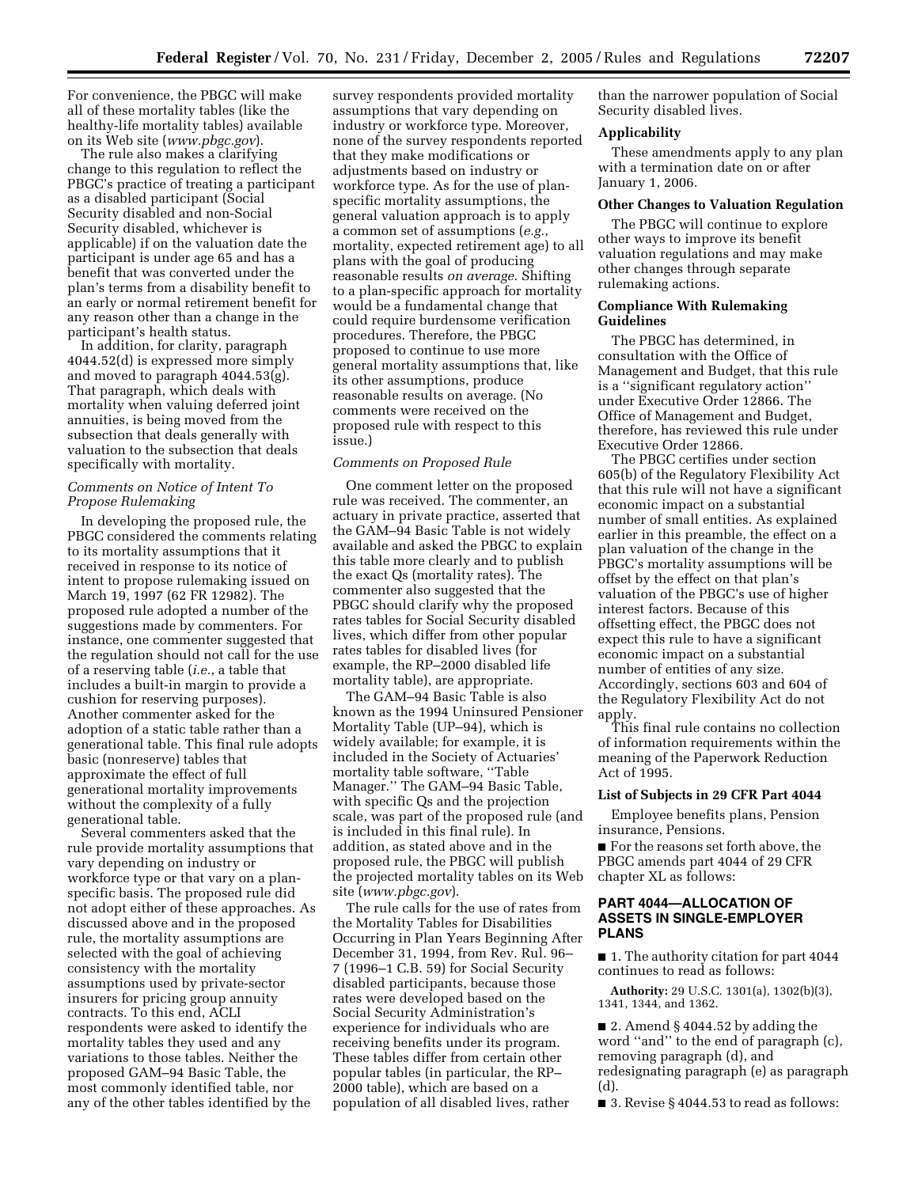For convenience, the PBGC will make all of these mortality tables (like the healthy-life mortality tables) available on its Web site (*www.pbgc.gov*).

The rule also makes a clarifying change to this regulation to reflect the PBGC's practice of treating a participant as a disabled participant (Social Security disabled and non-Social Security disabled, whichever is applicable) if on the valuation date the participant is under age 65 and has a benefit that was converted under the plan's terms from a disability benefit to an early or normal retirement benefit for any reason other than a change in the participant's health status.

In addition, for clarity, paragraph 4044.52(d) is expressed more simply and moved to paragraph 4044.53(g). That paragraph, which deals with mortality when valuing deferred joint annuities, is being moved from the subsection that deals generally with valuation to the subsection that deals specifically with mortality.

### *Comments on Notice of Intent To Propose Rulemaking*

In developing the proposed rule, the PBGC considered the comments relating to its mortality assumptions that it received in response to its notice of intent to propose rulemaking issued on March 19, 1997 (62 FR 12982). The proposed rule adopted a number of the suggestions made by commenters. For instance, one commenter suggested that the regulation should not call for the use of a reserving table (*i.e.*, a table that includes a built-in margin to provide a cushion for reserving purposes). Another commenter asked for the adoption of a static table rather than a generational table. This final rule adopts basic (nonreserve) tables that approximate the effect of full generational mortality improvements without the complexity of a fully generational table.

Several commenters asked that the rule provide mortality assumptions that vary depending on industry or workforce type or that vary on a plan-specific basis. The proposed rule did not adopt either of these approaches. As discussed above and in the proposed rule, the mortality assumptions are selected with the goal of achieving consistency with the mortality assumptions used by private-sector insurers for pricing group annuity contracts. To this end, ACLI respondents were asked to identify the mortality tables they used and any variations to those tables. Neither the proposed GAM–94 Basic Table, the most commonly identified table, nor any of the other tables identified by the survey respondents provided mortality assumptions that vary depending on industry or workforce type. Moreover, none of the survey respondents reported that they make modifications or adjustments based on industry or workforce type. As for the use of plan-specific mortality assumptions, the general valuation approach is to apply a common set of assumptions (*e.g.*, mortality, expected retirement age) to all plans with the goal of producing reasonable results *on average*. Shifting to a plan-specific approach for mortality would be a fundamental change that could require burdensome verification procedures. Therefore, the PBGC proposed to continue to use more general mortality assumptions that, like its other assumptions, produce reasonable results on average. (No comments were received on the proposed rule with respect to this issue.)

### *Comments on Proposed Rule*

One comment letter on the proposed rule was received. The commenter, an actuary in private practice, asserted that the GAM–94 Basic Table is not widely available and asked the PBGC to explain this table more clearly and to publish the exact Qs (mortality rates). The commenter also suggested that the PBGC should clarify why the proposed rates tables for Social Security disabled lives, which differ from other popular rates tables for disabled lives (for example, the RP–2000 disabled life mortality table), are appropriate.

The GAM–94 Basic Table is also known as the 1994 Uninsured Pensioner Mortality Table (UP–94), which is widely available; for example, it is included in the Society of Actuaries' mortality table software, ''Table Manager.'' The GAM–94 Basic Table, with specific Qs and the projection scale, was part of the proposed rule (and is included in this final rule). In addition, as stated above and in the proposed rule, the PBGC will publish the projected mortality tables on its Web site (*www.pbgc.gov*).

The rule calls for the use of rates from the Mortality Tables for Disabilities Occurring in Plan Years Beginning After December 31, 1994, from Rev. Rul. 96–7 (1996–1 C.B. 59) for Social Security disabled participants, because those rates were developed based on the Social Security Administration's experience for individuals who are receiving benefits under its program. These tables differ from certain other popular tables (in particular, the RP–2000 table), which are based on a population of all disabled lives, rather than the narrower population of Social Security disabled lives.

### **Applicability**

These amendments apply to any plan with a termination date on or after January 1, 2006.

### **Other Changes to Valuation Regulation**

The PBGC will continue to explore other ways to improve its benefit valuation regulations and may make other changes through separate rulemaking actions.

### **Compliance With Rulemaking Guidelines**

The PBGC has determined, in consultation with the Office of Management and Budget, that this rule is a ''significant regulatory action'' under Executive Order 12866. The Office of Management and Budget, therefore, has reviewed this rule under Executive Order 12866.

The PBGC certifies under section 605(b) of the Regulatory Flexibility Act that this rule will not have a significant economic impact on a substantial number of small entities. As explained earlier in this preamble, the effect on a plan valuation of the change in the PBGC's mortality assumptions will be offset by the effect on that plan's valuation of the PBGC's use of higher interest factors. Because of this offsetting effect, the PBGC does not expect this rule to have a significant economic impact on a substantial number of entities of any size. Accordingly, sections 603 and 604 of the Regulatory Flexibility Act do not apply.

This final rule contains no collection of information requirements within the meaning of the Paperwork Reduction Act of 1995.

### **List of Subjects in 29 CFR Part 4044**

Employee benefits plans, Pension insurance, Pensions.

■ For the reasons set forth above, the PBGC amends part 4044 of 29 CFR chapter XL as follows:

## **PART 4044—ALLOCATION OF ASSETS IN SINGLE-EMPLOYER PLANS**

■ 1. The authority citation for part 4044 continues to read as follows:

**Authority:** 29 U.S.C. 1301(a), 1302(b)(3), 1341, 1344, and 1362.

■ 2. Amend § 4044.52 by adding the word ''and'' to the end of paragraph (c), removing paragraph (d), and redesignating paragraph (e) as paragraph (d).

■ 3. Revise § 4044.53 to read as follows: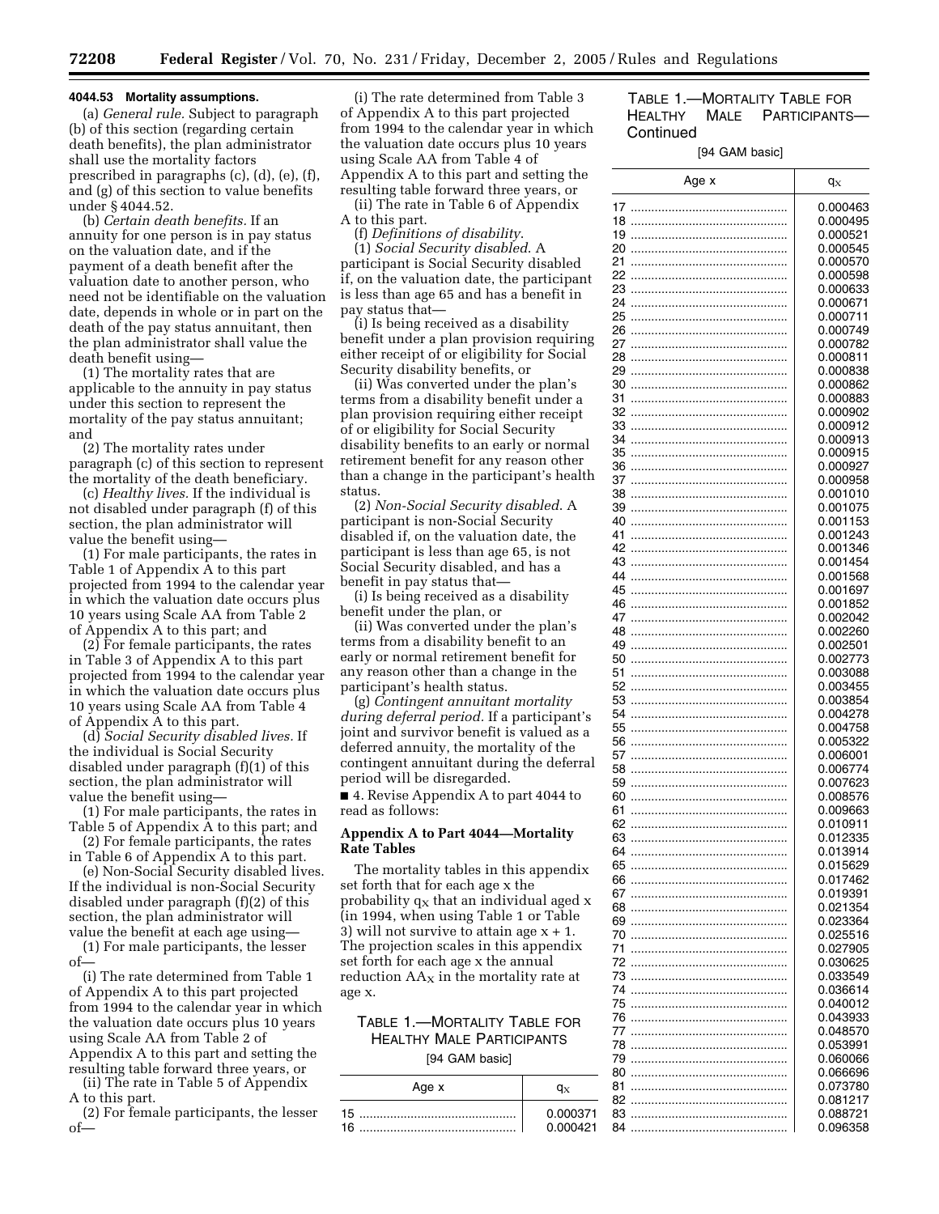#### 4044.53 Mortality assumptions.

(a) *General rule.* Subject to paragraph (b) of this section (regarding certain death benefits), the plan administrator shall use the mortality factors prescribed in paragraphs (c), (d), (e), (f), and (g) of this section to value benefits under § 4044.52.

(b) *Certain death benefits.* If an annuity for one person is in pay status on the valuation date, and if the payment of a death benefit after the valuation date to another person, who need not be identifiable on the valuation date, depends in whole or in part on the death of the pay status annuitant, then the plan administrator shall value the death benefit using—

(1) The mortality rates that are applicable to the annuity in pay status under this section to represent the mortality of the pay status annuitant; and

(2) The mortality rates under paragraph (c) of this section to represent the mortality of the death beneficiary.

(c) *Healthy lives.* If the individual is not disabled under paragraph (f) of this section, the plan administrator will value the benefit using—

(1) For male participants, the rates in Table 1 of Appendix A to this part projected from 1994 to the calendar year in which the valuation date occurs plus 10 years using Scale AA from Table 2 of Appendix A to this part; and

(2) For female participants, the rates in Table 3 of Appendix A to this part projected from 1994 to the calendar year in which the valuation date occurs plus 10 years using Scale AA from Table 4 of Appendix A to this part.

(d) *Social Security disabled lives.* If the individual is Social Security disabled under paragraph (f)(1) of this section, the plan administrator will value the benefit using—

(1) For male participants, the rates in Table 5 of Appendix A to this part; and

(2) For female participants, the rates in Table 6 of Appendix A to this part.

(e) Non-Social Security disabled lives. If the individual is non-Social Security disabled under paragraph (f)(2) of this section, the plan administrator will value the benefit at each age using—

(1) For male participants, the lesser of—

(i) The rate determined from Table 1 of Appendix A to this part projected from 1994 to the calendar year in which the valuation date occurs plus 10 years using Scale AA from Table 2 of Appendix A to this part and setting the resulting table forward three years, or

(ii) The rate in Table 5 of Appendix A to this part.

(2) For female participants, the lesser of—

(i) The rate determined from Table 3 of Appendix A to this part projected from 1994 to the calendar year in which the valuation date occurs plus 10 years using Scale AA from Table 4 of Appendix A to this part and setting the resulting table forward three years, or

(ii) The rate in Table 6 of Appendix A to this part.

(f) *Definitions of disability.*

(1) *Social Security disabled.* A participant is Social Security disabled if, on the valuation date, the participant is less than age 65 and has a benefit in pay status that—

(i) Is being received as a disability benefit under a plan provision requiring either receipt of or eligibility for Social Security disability benefits, or

(ii) Was converted under the plan's terms from a disability benefit under a plan provision requiring either receipt of or eligibility for Social Security disability benefits to an early or normal retirement benefit for any reason other than a change in the participant's health status.

(2) *Non-Social Security disabled.* A participant is non-Social Security disabled if, on the valuation date, the participant is less than age 65, is not Social Security disabled, and has a benefit in pay status that—

(i) Is being received as a disability benefit under the plan, or

(ii) Was converted under the plan's terms from a disability benefit to an early or normal retirement benefit for any reason other than a change in the participant's health status.

(g) *Contingent annuitant mortality during deferral period.* If a participant's joint and survivor benefit is valued as a deferred annuity, the mortality of the contingent annuitant during the deferral period will be disregarded.

■ 4. Revise Appendix A to part 4044 to read as follows:

## Appendix A to Part 4044—Mortality Rate Tables

The mortality tables in this appendix set forth that for each age x the probability $q_x$ that an individual aged x (in 1994, when using Table 1 or Table 3) will not survive to attain age x + 1. The projection scales in this appendix set forth for each age x the annual reduction $AA_x$ in the mortality rate at age x.

### Table 1.—Mortality Table for Healthy Male Participants

[94 GAM basic]

| Age x | $q_x$ |
|---|---|
| 15 | 0.000371 |
| 16 | 0.000421 |
| 17 | 0.000463 |
| 18 | 0.000495 |
| 19 | 0.000521 |
| 20 | 0.000545 |
| 21 | 0.000570 |
| 22 | 0.000598 |
| 23 | 0.000633 |
| 24 | 0.000671 |
| 25 | 0.000711 |
| 26 | 0.000749 |
| 27 | 0.000782 |
| 28 | 0.000811 |
| 29 | 0.000838 |
| 30 | 0.000862 |
| 31 | 0.000883 |
| 32 | 0.000902 |
| 33 | 0.000912 |
| 34 | 0.000913 |
| 35 | 0.000915 |
| 36 | 0.000927 |
| 37 | 0.000958 |
| 38 | 0.001010 |
| 39 | 0.001075 |
| 40 | 0.001153 |
| 41 | 0.001243 |
| 42 | 0.001346 |
| 43 | 0.001454 |
| 44 | 0.001568 |
| 45 | 0.001697 |
| 46 | 0.001852 |
| 47 | 0.002042 |
| 48 | 0.002260 |
| 49 | 0.002501 |
| 50 | 0.002773 |
| 51 | 0.003088 |
| 52 | 0.003455 |
| 53 | 0.003854 |
| 54 | 0.004278 |
| 55 | 0.004758 |
| 56 | 0.005322 |
| 57 | 0.006001 |
| 58 | 0.006774 |
| 59 | 0.007623 |
| 60 | 0.008576 |
| 61 | 0.009663 |
| 62 | 0.010911 |
| 63 | 0.012335 |
| 64 | 0.013914 |
| 65 | 0.015629 |
| 66 | 0.017462 |
| 67 | 0.019391 |
| 68 | 0.021354 |
| 69 | 0.023364 |
| 70 | 0.025516 |
| 71 | 0.027905 |
| 72 | 0.030625 |
| 73 | 0.033549 |
| 74 | 0.036614 |
| 75 | 0.040012 |
| 76 | 0.043933 |
| 77 | 0.048570 |
| 78 | 0.053991 |
| 79 | 0.060066 |
| 80 | 0.066696 |
| 81 | 0.073780 |
| 82 | 0.081217 |
| 83 | 0.088721 |
| 84 | 0.096358 |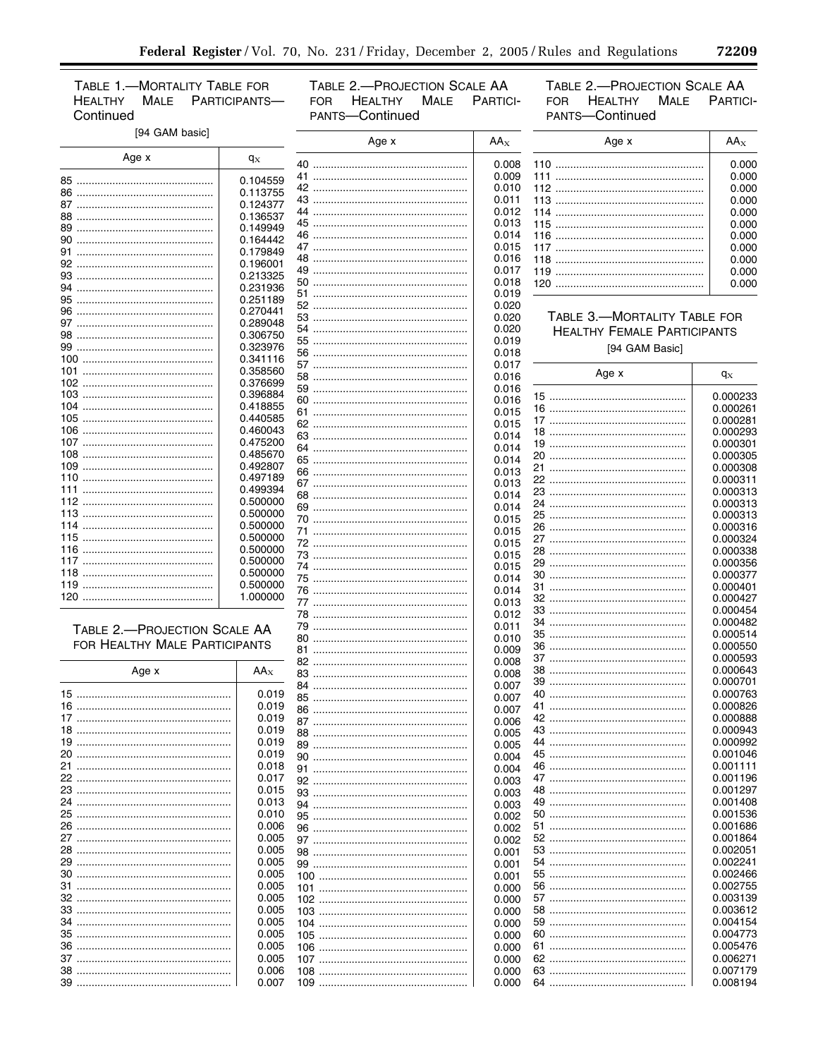TABLE 1.—MORTALITY TABLE FOR HEALTHY MALE PARTICIPANTS—Continued

[94 GAM basic]

| Age x | $q_x$ |
|---|---|
| 85 | 0.104559 |
| 86 | 0.113755 |
| 87 | 0.124377 |
| 88 | 0.136537 |
| 89 | 0.149949 |
| 90 | 0.164442 |
| 91 | 0.179849 |
| 92 | 0.196001 |
| 93 | 0.213325 |
| 94 | 0.231936 |
| 95 | 0.251189 |
| 96 | 0.270441 |
| 97 | 0.289048 |
| 98 | 0.306750 |
| 99 | 0.323976 |
| 100 | 0.341116 |
| 101 | 0.358560 |
| 102 | 0.376699 |
| 103 | 0.396884 |
| 104 | 0.418855 |
| 105 | 0.440585 |
| 106 | 0.460043 |
| 107 | 0.475200 |
| 108 | 0.485670 |
| 109 | 0.492807 |
| 110 | 0.497189 |
| 111 | 0.499394 |
| 112 | 0.500000 |
| 113 | 0.500000 |
| 114 | 0.500000 |
| 115 | 0.500000 |
| 116 | 0.500000 |
| 117 | 0.500000 |
| 118 | 0.500000 |
| 119 | 0.500000 |
| 120 | 1.000000 |

TABLE 2.—PROJECTION SCALE AA FOR HEALTHY MALE PARTICIPANTS

| Age x | $AA_x$ |
|---|---|
| 15 | 0.019 |
| 16 | 0.019 |
| 17 | 0.019 |
| 18 | 0.019 |
| 19 | 0.019 |
| 20 | 0.019 |
| 21 | 0.018 |
| 22 | 0.017 |
| 23 | 0.015 |
| 24 | 0.013 |
| 25 | 0.010 |
| 26 | 0.006 |
| 27 | 0.005 |
| 28 | 0.005 |
| 29 | 0.005 |
| 30 | 0.005 |
| 31 | 0.005 |
| 32 | 0.005 |
| 33 | 0.005 |
| 34 | 0.005 |
| 35 | 0.005 |
| 36 | 0.005 |
| 37 | 0.005 |
| 38 | 0.006 |
| 39 | 0.007 |
| 40 | 0.008 |
| 41 | 0.009 |
| 42 | 0.010 |
| 43 | 0.011 |
| 44 | 0.012 |
| 45 | 0.013 |
| 46 | 0.014 |
| 47 | 0.015 |
| 48 | 0.016 |
| 49 | 0.017 |
| 50 | 0.018 |
| 51 | 0.019 |
| 52 | 0.020 |
| 53 | 0.020 |
| 54 | 0.020 |
| 55 | 0.019 |
| 56 | 0.018 |
| 57 | 0.017 |
| 58 | 0.016 |
| 59 | 0.016 |
| 60 | 0.016 |
| 61 | 0.015 |
| 62 | 0.015 |
| 63 | 0.014 |
| 64 | 0.014 |
| 65 | 0.014 |
| 66 | 0.013 |
| 67 | 0.013 |
| 68 | 0.014 |
| 69 | 0.014 |
| 70 | 0.015 |
| 71 | 0.015 |
| 72 | 0.015 |
| 73 | 0.015 |
| 74 | 0.015 |
| 75 | 0.014 |
| 76 | 0.014 |
| 77 | 0.013 |
| 78 | 0.012 |
| 79 | 0.011 |
| 80 | 0.010 |
| 81 | 0.009 |
| 82 | 0.008 |
| 83 | 0.008 |
| 84 | 0.007 |
| 85 | 0.007 |
| 86 | 0.007 |
| 87 | 0.006 |
| 88 | 0.005 |
| 89 | 0.005 |
| 90 | 0.004 |
| 91 | 0.004 |
| 92 | 0.003 |
| 93 | 0.003 |
| 94 | 0.003 |
| 95 | 0.002 |
| 96 | 0.002 |
| 97 | 0.002 |
| 98 | 0.001 |
| 99 | 0.001 |
| 100 | 0.001 |
| 101 | 0.000 |
| 102 | 0.000 |
| 103 | 0.000 |
| 104 | 0.000 |
| 105 | 0.000 |
| 106 | 0.000 |
| 107 | 0.000 |
| 108 | 0.000 |
| 109 | 0.000 |
| 110 | 0.000 |
| 111 | 0.000 |
| 112 | 0.000 |
| 113 | 0.000 |
| 114 | 0.000 |
| 115 | 0.000 |
| 116 | 0.000 |
| 117 | 0.000 |
| 118 | 0.000 |
| 119 | 0.000 |
| 120 | 0.000 |

TABLE 3.—MORTALITY TABLE FOR HEALTHY FEMALE PARTICIPANTS

[94 GAM Basic]

| Age x | $q_x$ |
|---|---|
| 15 | 0.000233 |
| 16 | 0.000261 |
| 17 | 0.000281 |
| 18 | 0.000293 |
| 19 | 0.000301 |
| 20 | 0.000305 |
| 21 | 0.000308 |
| 22 | 0.000311 |
| 23 | 0.000313 |
| 24 | 0.000313 |
| 25 | 0.000313 |
| 26 | 0.000316 |
| 27 | 0.000324 |
| 28 | 0.000338 |
| 29 | 0.000356 |
| 30 | 0.000377 |
| 31 | 0.000401 |
| 32 | 0.000427 |
| 33 | 0.000454 |
| 34 | 0.000482 |
| 35 | 0.000514 |
| 36 | 0.000550 |
| 37 | 0.000593 |
| 38 | 0.000643 |
| 39 | 0.000701 |
| 40 | 0.000763 |
| 41 | 0.000826 |
| 42 | 0.000888 |
| 43 | 0.000943 |
| 44 | 0.000992 |
| 45 | 0.001046 |
| 46 | 0.001111 |
| 47 | 0.001196 |
| 48 | 0.001297 |
| 49 | 0.001408 |
| 50 | 0.001536 |
| 51 | 0.001686 |
| 52 | 0.001864 |
| 53 | 0.002051 |
| 54 | 0.002241 |
| 55 | 0.002466 |
| 56 | 0.002755 |
| 57 | 0.003139 |
| 58 | 0.003612 |
| 59 | 0.004154 |
| 60 | 0.004773 |
| 61 | 0.005476 |
| 62 | 0.006271 |
| 63 | 0.007179 |
| 64 | 0.008194 |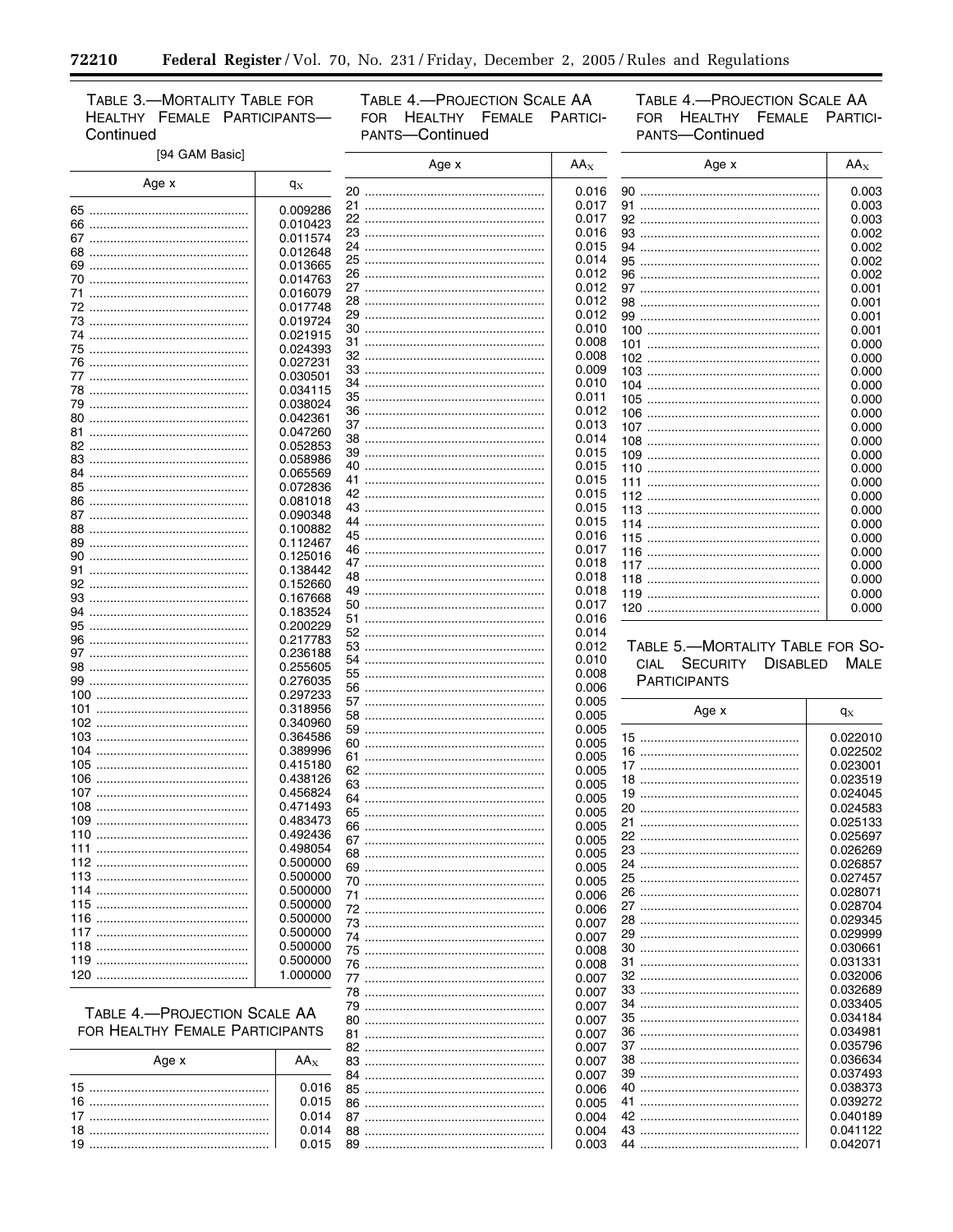TABLE 3.—MORTALITY TABLE FOR HEALTHY FEMALE PARTICIPANTS—Continued

[94 GAM Basic]

| Age x | $q_x$ |
|---|---|
| 65 | 0.009286 |
| 66 | 0.010423 |
| 67 | 0.011574 |
| 68 | 0.012648 |
| 69 | 0.013665 |
| 70 | 0.014763 |
| 71 | 0.016079 |
| 72 | 0.017748 |
| 73 | 0.019724 |
| 74 | 0.021915 |
| 75 | 0.024393 |
| 76 | 0.027231 |
| 77 | 0.030501 |
| 78 | 0.034115 |
| 79 | 0.038024 |
| 80 | 0.042361 |
| 81 | 0.047260 |
| 82 | 0.052853 |
| 83 | 0.058986 |
| 84 | 0.065569 |
| 85 | 0.072836 |
| 86 | 0.081018 |
| 87 | 0.090348 |
| 88 | 0.100882 |
| 89 | 0.112467 |
| 90 | 0.125016 |
| 91 | 0.138442 |
| 92 | 0.152660 |
| 93 | 0.167668 |
| 94 | 0.183524 |
| 95 | 0.200229 |
| 96 | 0.217783 |
| 97 | 0.236188 |
| 98 | 0.255605 |
| 99 | 0.276035 |
| 100 | 0.297233 |
| 101 | 0.318956 |
| 102 | 0.340960 |
| 103 | 0.364586 |
| 104 | 0.389996 |
| 105 | 0.415180 |
| 106 | 0.438126 |
| 107 | 0.456824 |
| 108 | 0.471493 |
| 109 | 0.483473 |
| 110 | 0.492436 |
| 111 | 0.498054 |
| 112 | 0.500000 |
| 113 | 0.500000 |
| 114 | 0.500000 |
| 115 | 0.500000 |
| 116 | 0.500000 |
| 117 | 0.500000 |
| 118 | 0.500000 |
| 119 | 0.500000 |
| 120 | 1.000000 |

TABLE 4.—PROJECTION SCALE AA FOR HEALTHY FEMALE PARTICIPANTS

| Age x | $AA_x$ |
|---|---|
| 15 | 0.016 |
| 16 | 0.015 |
| 17 | 0.014 |
| 18 | 0.014 |
| 19 | 0.015 |
| 20 | 0.016 |
| 21 | 0.017 |
| 22 | 0.017 |
| 23 | 0.016 |
| 24 | 0.015 |
| 25 | 0.014 |
| 26 | 0.012 |
| 27 | 0.012 |
| 28 | 0.012 |
| 29 | 0.012 |
| 30 | 0.010 |
| 31 | 0.008 |
| 32 | 0.008 |
| 33 | 0.009 |
| 34 | 0.010 |
| 35 | 0.011 |
| 36 | 0.012 |
| 37 | 0.013 |
| 38 | 0.014 |
| 39 | 0.015 |
| 40 | 0.015 |
| 41 | 0.015 |
| 42 | 0.015 |
| 43 | 0.015 |
| 44 | 0.015 |
| 45 | 0.016 |
| 46 | 0.017 |
| 47 | 0.018 |
| 48 | 0.018 |
| 49 | 0.018 |
| 50 | 0.017 |
| 51 | 0.016 |
| 52 | 0.014 |
| 53 | 0.012 |
| 54 | 0.010 |
| 55 | 0.008 |
| 56 | 0.006 |
| 57 | 0.005 |
| 58 | 0.005 |
| 59 | 0.005 |
| 60 | 0.005 |
| 61 | 0.005 |
| 62 | 0.005 |
| 63 | 0.005 |
| 64 | 0.005 |
| 65 | 0.005 |
| 66 | 0.005 |
| 67 | 0.005 |
| 68 | 0.005 |
| 69 | 0.005 |
| 70 | 0.005 |
| 71 | 0.006 |
| 72 | 0.006 |
| 73 | 0.007 |
| 74 | 0.007 |
| 75 | 0.008 |
| 76 | 0.008 |
| 77 | 0.007 |
| 78 | 0.007 |
| 79 | 0.007 |
| 80 | 0.007 |
| 81 | 0.007 |
| 82 | 0.007 |
| 83 | 0.007 |
| 84 | 0.007 |
| 85 | 0.006 |
| 86 | 0.005 |
| 87 | 0.004 |
| 88 | 0.004 |
| 89 | 0.003 |
| 90 | 0.003 |
| 91 | 0.003 |
| 92 | 0.003 |
| 93 | 0.002 |
| 94 | 0.002 |
| 95 | 0.002 |
| 96 | 0.002 |
| 97 | 0.001 |
| 98 | 0.001 |
| 99 | 0.001 |
| 100 | 0.001 |
| 101 | 0.000 |
| 102 | 0.000 |
| 103 | 0.000 |
| 104 | 0.000 |
| 105 | 0.000 |
| 106 | 0.000 |
| 107 | 0.000 |
| 108 | 0.000 |
| 109 | 0.000 |
| 110 | 0.000 |
| 111 | 0.000 |
| 112 | 0.000 |
| 113 | 0.000 |
| 114 | 0.000 |
| 115 | 0.000 |
| 116 | 0.000 |
| 117 | 0.000 |
| 118 | 0.000 |
| 119 | 0.000 |
| 120 | 0.000 |

TABLE 5.—MORTALITY TABLE FOR SOCIAL SECURITY DISABLED MALE PARTICIPANTS

| Age x | $q_x$ |
|---|---|
| 15 | 0.022010 |
| 16 | 0.022502 |
| 17 | 0.023001 |
| 18 | 0.023519 |
| 19 | 0.024045 |
| 20 | 0.024583 |
| 21 | 0.025133 |
| 22 | 0.025697 |
| 23 | 0.026269 |
| 24 | 0.026857 |
| 25 | 0.027457 |
| 26 | 0.028071 |
| 27 | 0.028704 |
| 28 | 0.029345 |
| 29 | 0.029999 |
| 30 | 0.030661 |
| 31 | 0.031331 |
| 32 | 0.032006 |
| 33 | 0.032689 |
| 34 | 0.033405 |
| 35 | 0.034184 |
| 36 | 0.034981 |
| 37 | 0.035796 |
| 38 | 0.036634 |
| 39 | 0.037493 |
| 40 | 0.038373 |
| 41 | 0.039272 |
| 42 | 0.040189 |
| 43 | 0.041122 |
| 44 | 0.042071 |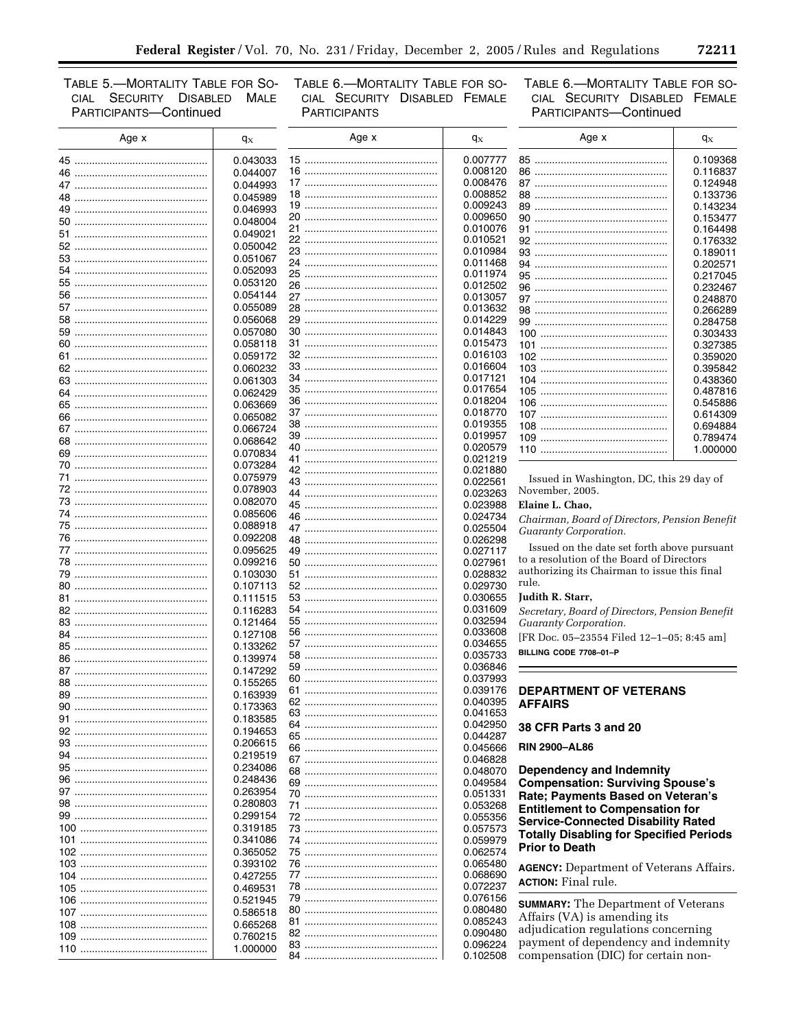TABLE 5.—MORTALITY TABLE FOR SOCIAL SECURITY DISABLED MALE PARTICIPANTS—Continued

| Age x | $q_x$ |
|---|---|
| 45 | 0.043033 |
| 46 | 0.044007 |
| 47 | 0.044993 |
| 48 | 0.045989 |
| 49 | 0.046993 |
| 50 | 0.048004 |
| 51 | 0.049021 |
| 52 | 0.050042 |
| 53 | 0.051067 |
| 54 | 0.052093 |
| 55 | 0.053120 |
| 56 | 0.054144 |
| 57 | 0.055089 |
| 58 | 0.056068 |
| 59 | 0.057080 |
| 60 | 0.058118 |
| 61 | 0.059172 |
| 62 | 0.060232 |
| 63 | 0.061303 |
| 64 | 0.062429 |
| 65 | 0.063669 |
| 66 | 0.065082 |
| 67 | 0.066724 |
| 68 | 0.068642 |
| 69 | 0.070834 |
| 70 | 0.073284 |
| 71 | 0.075979 |
| 72 | 0.078903 |
| 73 | 0.082070 |
| 74 | 0.085606 |
| 75 | 0.088918 |
| 76 | 0.092208 |
| 77 | 0.095625 |
| 78 | 0.099216 |
| 79 | 0.103030 |
| 80 | 0.107113 |
| 81 | 0.111515 |
| 82 | 0.116283 |
| 83 | 0.121464 |
| 84 | 0.127108 |
| 85 | 0.133262 |
| 86 | 0.139974 |
| 87 | 0.147292 |
| 88 | 0.155265 |
| 89 | 0.163939 |
| 90 | 0.173363 |
| 91 | 0.183585 |
| 92 | 0.194653 |
| 93 | 0.206615 |
| 94 | 0.219519 |
| 95 | 0.234086 |
| 96 | 0.248436 |
| 97 | 0.263954 |
| 98 | 0.280803 |
| 99 | 0.299154 |
| 100 | 0.319185 |
| 101 | 0.341086 |
| 102 | 0.365052 |
| 103 | 0.393102 |
| 104 | 0.427255 |
| 105 | 0.469531 |
| 106 | 0.521945 |
| 107 | 0.586518 |
| 108 | 0.665268 |
| 109 | 0.760215 |
| 110 | 1.000000 |

TABLE 6.—MORTALITY TABLE FOR SOCIAL SECURITY DISABLED FEMALE PARTICIPANTS

| Age x | $q_x$ |
|---|---|
| 15 | 0.007777 |
| 16 | 0.008120 |
| 17 | 0.008476 |
| 18 | 0.008852 |
| 19 | 0.009243 |
| 20 | 0.009650 |
| 21 | 0.010076 |
| 22 | 0.010521 |
| 23 | 0.010984 |
| 24 | 0.011468 |
| 25 | 0.011974 |
| 26 | 0.012502 |
| 27 | 0.013057 |
| 28 | 0.013632 |
| 29 | 0.014229 |
| 30 | 0.014843 |
| 31 | 0.015473 |
| 32 | 0.016103 |
| 33 | 0.016604 |
| 34 | 0.017121 |
| 35 | 0.017654 |
| 36 | 0.018204 |
| 37 | 0.018770 |
| 38 | 0.019355 |
| 39 | 0.019957 |
| 40 | 0.020579 |
| 41 | 0.021219 |
| 42 | 0.021880 |
| 43 | 0.022561 |
| 44 | 0.023263 |
| 45 | 0.023988 |
| 46 | 0.024734 |
| 47 | 0.025504 |
| 48 | 0.026298 |
| 49 | 0.027117 |
| 50 | 0.027961 |
| 51 | 0.028832 |
| 52 | 0.029730 |
| 53 | 0.030655 |
| 54 | 0.031609 |
| 55 | 0.032594 |
| 56 | 0.033608 |
| 57 | 0.034655 |
| 58 | 0.035733 |
| 59 | 0.036846 |
| 60 | 0.037993 |
| 61 | 0.039176 |
| 62 | 0.040395 |
| 63 | 0.041653 |
| 64 | 0.042950 |
| 65 | 0.044287 |
| 66 | 0.045666 |
| 67 | 0.046828 |
| 68 | 0.048070 |
| 69 | 0.049584 |
| 70 | 0.051331 |
| 71 | 0.053268 |
| 72 | 0.055356 |
| 73 | 0.057573 |
| 74 | 0.059979 |
| 75 | 0.062574 |
| 76 | 0.065480 |
| 77 | 0.068690 |
| 78 | 0.072237 |
| 79 | 0.076156 |
| 80 | 0.080480 |
| 81 | 0.085243 |
| 82 | 0.090480 |
| 83 | 0.096224 |
| 84 | 0.102508 |
| 85 | 0.109368 |
| 86 | 0.116837 |
| 87 | 0.124948 |
| 88 | 0.133736 |
| 89 | 0.143234 |
| 90 | 0.153477 |
| 91 | 0.164498 |
| 92 | 0.176332 |
| 93 | 0.189011 |
| 94 | 0.202571 |
| 95 | 0.217045 |
| 96 | 0.232467 |
| 97 | 0.248870 |
| 98 | 0.266289 |
| 99 | 0.284758 |
| 100 | 0.303433 |
| 101 | 0.327385 |
| 102 | 0.359020 |
| 103 | 0.395842 |
| 104 | 0.438360 |
| 105 | 0.487816 |
| 106 | 0.545886 |
| 107 | 0.614309 |
| 108 | 0.694884 |
| 109 | 0.789474 |
| 110 | 1.000000 |

Issued in Washington, DC, this 29 day of November, 2005.

**Elaine L. Chao,**

*Chairman, Board of Directors, Pension Benefit Guaranty Corporation.*

Issued on the date set forth above pursuant to a resolution of the Board of Directors authorizing its Chairman to issue this final rule.

**Judith R. Starr,**

*Secretary, Board of Directors, Pension Benefit Guaranty Corporation.*

[FR Doc. 05–23554 Filed 12–1–05; 8:45 am]

**BILLING CODE 7708–01–P**

## DEPARTMENT OF VETERANS AFFAIRS

### 38 CFR Parts 3 and 20

**RIN 2900–AL86**

### Dependency and Indemnity Compensation: Surviving Spouse's Rate; Payments Based on Veteran's Entitlement to Compensation for Service-Connected Disability Rated Totally Disabling for Specified Periods Prior to Death

**AGENCY:** Department of Veterans Affairs.

**ACTION:** Final rule.

**SUMMARY:** The Department of Veterans Affairs (VA) is amending its adjudication regulations concerning payment of dependency and indemnity compensation (DIC) for certain non-